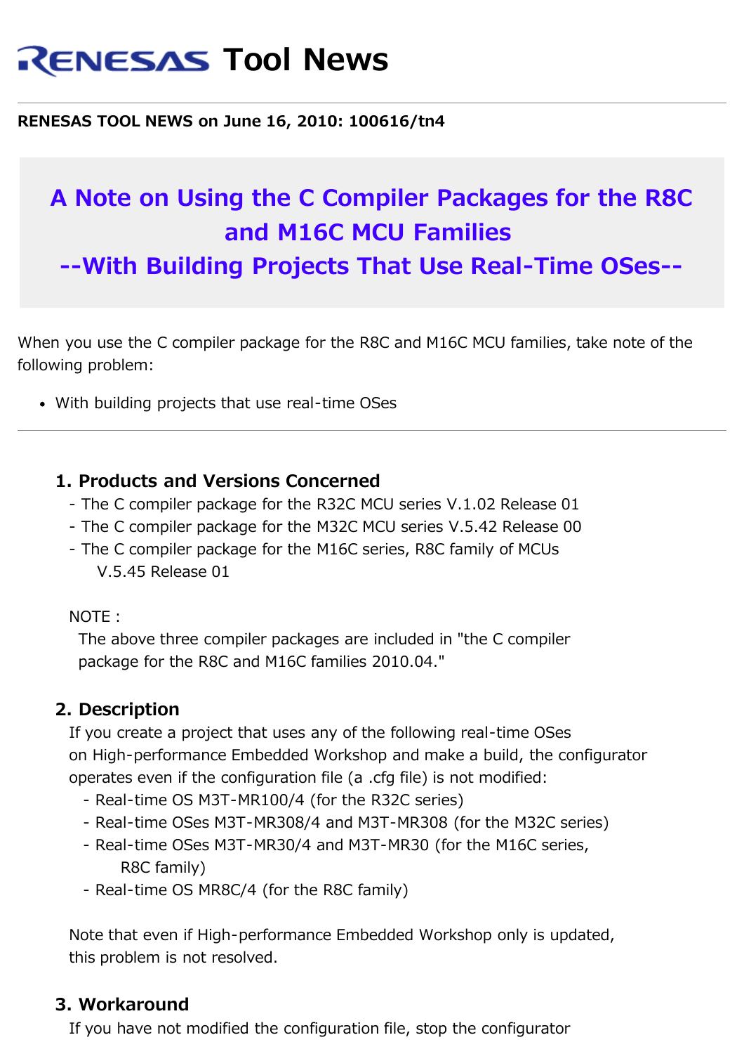# RENESAS Tool News

**RENESAS TOOL NEWS on June 16, 2010: 100616/tn4**

## A Note on Using the C Compiler Packages for the R8C and M16C MCU Families --With Building Projects That Use Real-Time OSes--

When you use the C compiler package for the R8C and M16C MCU families, take note of the following problem:

- With building projects that use real-time OSes

---

### 1. Products and Versions Concerned

- The C compiler package for the R32C MCU series V.1.02 Release 01
- The C compiler package for the M32C MCU series V.5.42 Release 00
- The C compiler package for the M16C series, R8C family of MCUs V.5.45 Release 01

NOTE :
The above three compiler packages are included in "the C compiler package for the R8C and M16C families 2010.04."

### 2. Description

If you create a project that uses any of the following real-time OSes on High-performance Embedded Workshop and make a build, the configurator operates even if the configuration file (a .cfg file) is not modified:

- Real-time OS M3T-MR100/4 (for the R32C series)
- Real-time OSes M3T-MR308/4 and M3T-MR308 (for the M32C series)
- Real-time OSes M3T-MR30/4 and M3T-MR30 (for the M16C series, R8C family)
- Real-time OS MR8C/4 (for the R8C family)

Note that even if High-performance Embedded Workshop only is updated, this problem is not resolved.

### 3. Workaround

If you have not modified the configuration file, stop the configurator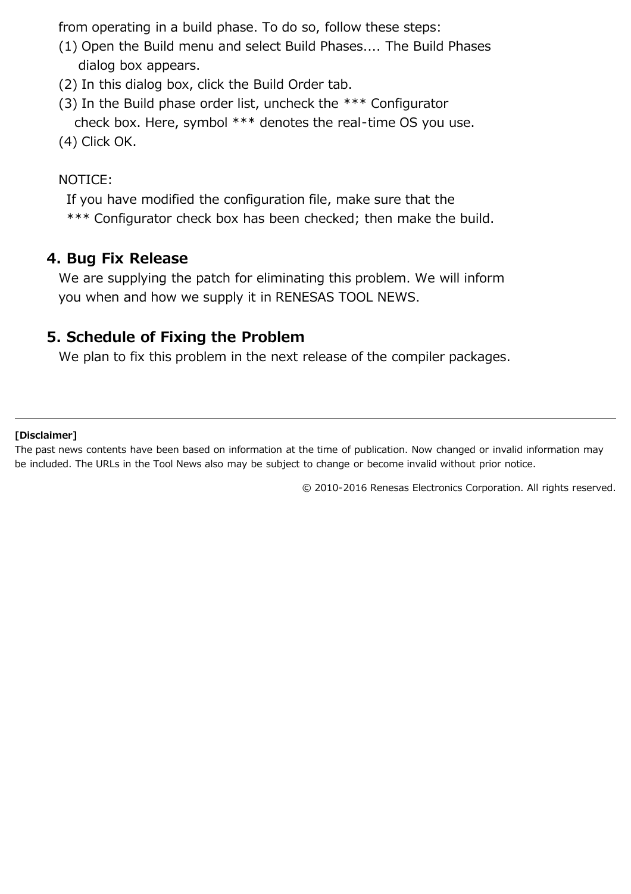from operating in a build phase. To do so, follow these steps:

(1) Open the Build menu and select Build Phases.... The Build Phases dialog box appears.
(2) In this dialog box, click the Build Order tab.
(3) In the Build phase order list, uncheck the *** Configurator check box. Here, symbol *** denotes the real-time OS you use.
(4) Click OK.

NOTICE:
If you have modified the configuration file, make sure that the *** Configurator check box has been checked; then make the build.

## 4. Bug Fix Release

We are supplying the patch for eliminating this problem. We will inform you when and how we supply it in RENESAS TOOL NEWS.

## 5. Schedule of Fixing the Problem

We plan to fix this problem in the next release of the compiler packages.

---

**[Disclaimer]**

The past news contents have been based on information at the time of publication. Now changed or invalid information may be included. The URLs in the Tool News also may be subject to change or become invalid without prior notice.

© 2010-2016 Renesas Electronics Corporation. All rights reserved.